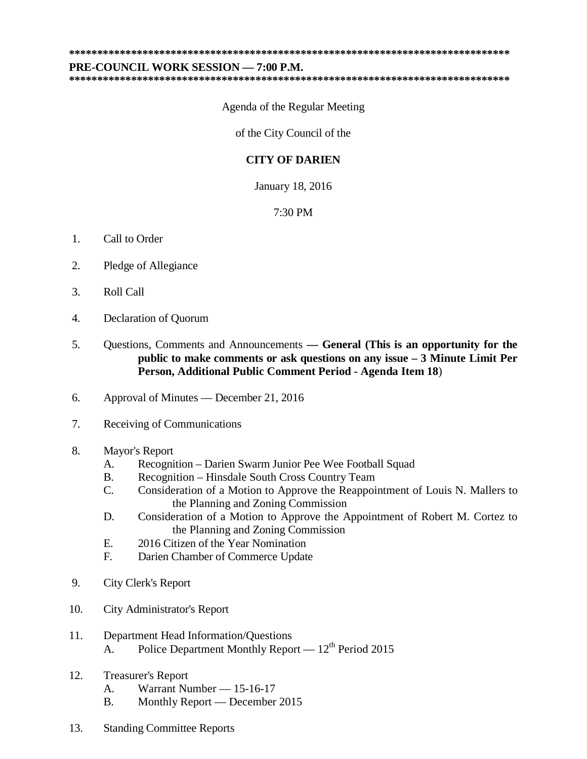********************************************************************************
**PRE-COUNCIL WORK SESSION — 7:00 P.M.**
********************************************************************************

Agenda of the Regular Meeting

of the City Council of the

**CITY OF DARIEN**

January 18, 2016

7:30 PM

1. Call to Order

2. Pledge of Allegiance

3. Roll Call

4. Declaration of Quorum

5. Questions, Comments and Announcements **— General (This is an opportunity for the public to make comments or ask questions on any issue – 3 Minute Limit Per Person, Additional Public Comment Period - Agenda Item 18**)

6. Approval of Minutes — December 21, 2016

7. Receiving of Communications

8. Mayor's Report
   - A. Recognition – Darien Swarm Junior Pee Wee Football Squad
   - B. Recognition – Hinsdale South Cross Country Team
   - C. Consideration of a Motion to Approve the Reappointment of Louis N. Mallers to the Planning and Zoning Commission
   - D. Consideration of a Motion to Approve the Appointment of Robert M. Cortez to the Planning and Zoning Commission
   - E. 2016 Citizen of the Year Nomination
   - F. Darien Chamber of Commerce Update

9. City Clerk's Report

10. City Administrator's Report

11. Department Head Information/Questions
    - A. Police Department Monthly Report — 12th Period 2015

12. Treasurer's Report
    - A. Warrant Number — 15-16-17
    - B. Monthly Report — December 2015

13. Standing Committee Reports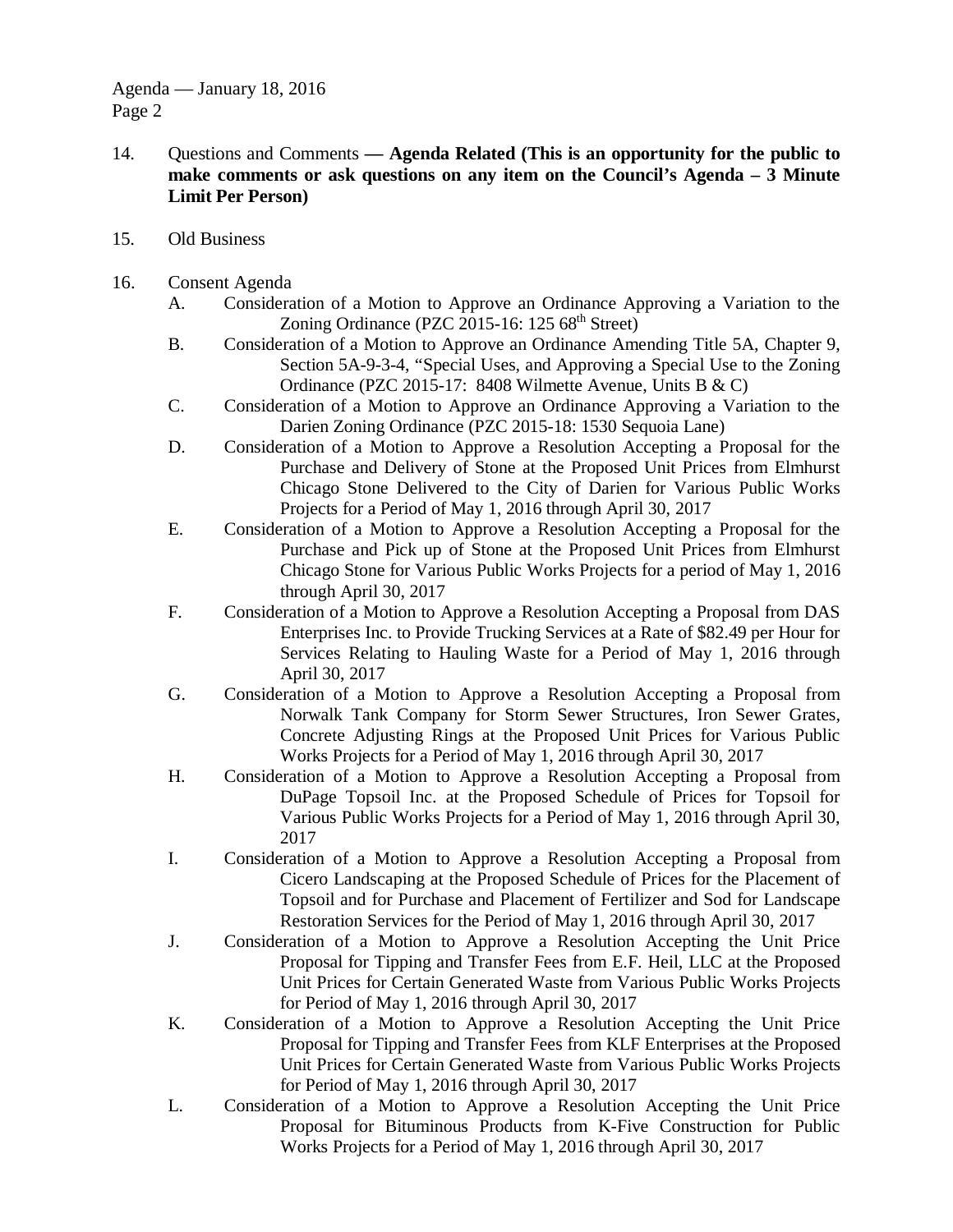14. Questions and Comments **— Agenda Related (This is an opportunity for the public to make comments or ask questions on any item on the Council's Agenda – 3 Minute Limit Per Person)**

15. Old Business

16. Consent Agenda
    - A. Consideration of a Motion to Approve an Ordinance Approving a Variation to the Zoning Ordinance (PZC 2015-16: 125 68th Street)
    - B. Consideration of a Motion to Approve an Ordinance Amending Title 5A, Chapter 9, Section 5A-9-3-4, "Special Uses, and Approving a Special Use to the Zoning Ordinance (PZC 2015-17: 8408 Wilmette Avenue, Units B & C)
    - C. Consideration of a Motion to Approve an Ordinance Approving a Variation to the Darien Zoning Ordinance (PZC 2015-18: 1530 Sequoia Lane)
    - D. Consideration of a Motion to Approve a Resolution Accepting a Proposal for the Purchase and Delivery of Stone at the Proposed Unit Prices from Elmhurst Chicago Stone Delivered to the City of Darien for Various Public Works Projects for a Period of May 1, 2016 through April 30, 2017
    - E. Consideration of a Motion to Approve a Resolution Accepting a Proposal for the Purchase and Pick up of Stone at the Proposed Unit Prices from Elmhurst Chicago Stone for Various Public Works Projects for a period of May 1, 2016 through April 30, 2017
    - F. Consideration of a Motion to Approve a Resolution Accepting a Proposal from DAS Enterprises Inc. to Provide Trucking Services at a Rate of $82.49 per Hour for Services Relating to Hauling Waste for a Period of May 1, 2016 through April 30, 2017
    - G. Consideration of a Motion to Approve a Resolution Accepting a Proposal from Norwalk Tank Company for Storm Sewer Structures, Iron Sewer Grates, Concrete Adjusting Rings at the Proposed Unit Prices for Various Public Works Projects for a Period of May 1, 2016 through April 30, 2017
    - H. Consideration of a Motion to Approve a Resolution Accepting a Proposal from DuPage Topsoil Inc. at the Proposed Schedule of Prices for Topsoil for Various Public Works Projects for a Period of May 1, 2016 through April 30, 2017
    - I. Consideration of a Motion to Approve a Resolution Accepting a Proposal from Cicero Landscaping at the Proposed Schedule of Prices for the Placement of Topsoil and for Purchase and Placement of Fertilizer and Sod for Landscape Restoration Services for the Period of May 1, 2016 through April 30, 2017
    - J. Consideration of a Motion to Approve a Resolution Accepting the Unit Price Proposal for Tipping and Transfer Fees from E.F. Heil, LLC at the Proposed Unit Prices for Certain Generated Waste from Various Public Works Projects for Period of May 1, 2016 through April 30, 2017
    - K. Consideration of a Motion to Approve a Resolution Accepting the Unit Price Proposal for Tipping and Transfer Fees from KLF Enterprises at the Proposed Unit Prices for Certain Generated Waste from Various Public Works Projects for Period of May 1, 2016 through April 30, 2017
    - L. Consideration of a Motion to Approve a Resolution Accepting the Unit Price Proposal for Bituminous Products from K-Five Construction for Public Works Projects for a Period of May 1, 2016 through April 30, 2017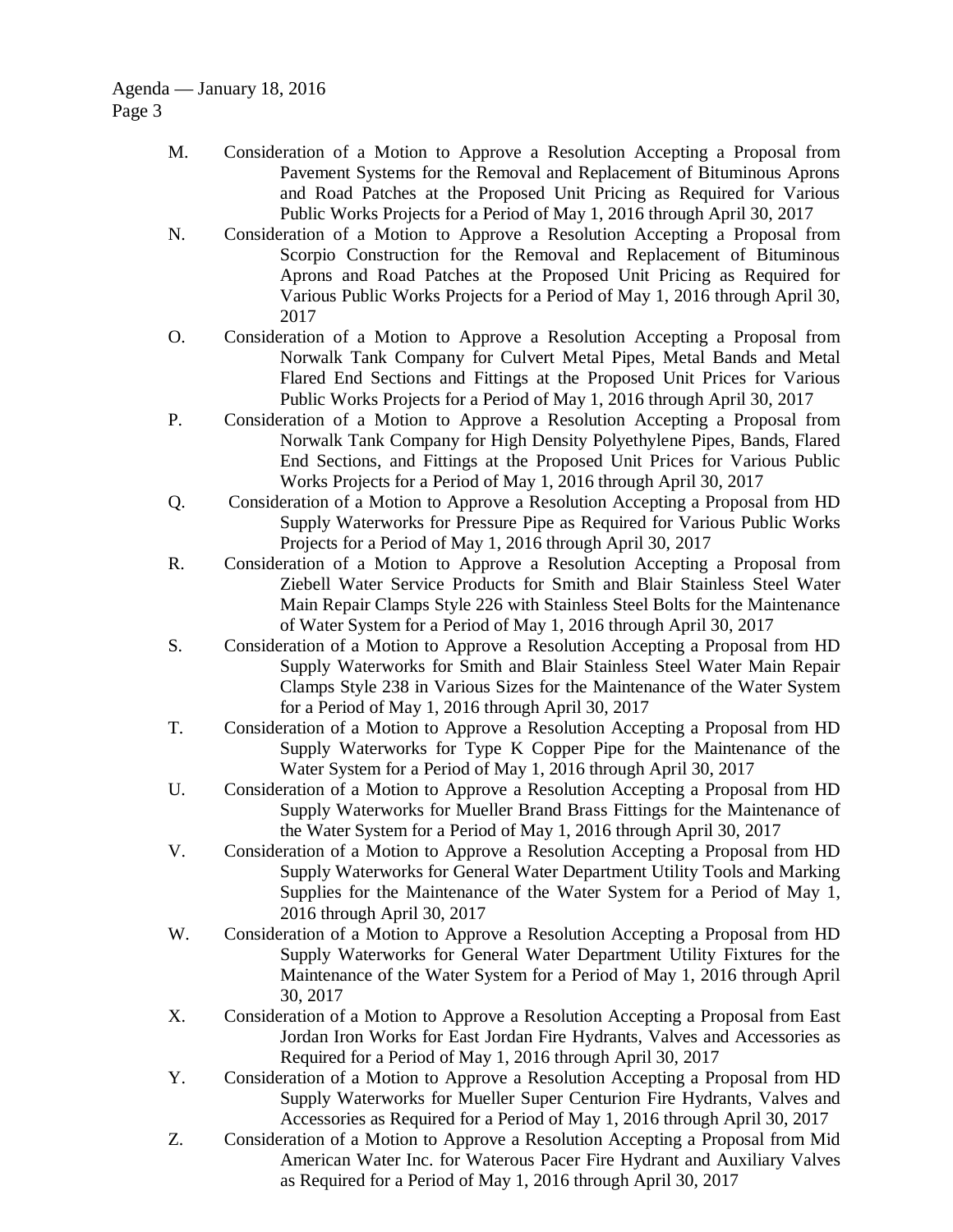M. Consideration of a Motion to Approve a Resolution Accepting a Proposal from Pavement Systems for the Removal and Replacement of Bituminous Aprons and Road Patches at the Proposed Unit Pricing as Required for Various Public Works Projects for a Period of May 1, 2016 through April 30, 2017

N. Consideration of a Motion to Approve a Resolution Accepting a Proposal from Scorpio Construction for the Removal and Replacement of Bituminous Aprons and Road Patches at the Proposed Unit Pricing as Required for Various Public Works Projects for a Period of May 1, 2016 through April 30, 2017

O. Consideration of a Motion to Approve a Resolution Accepting a Proposal from Norwalk Tank Company for Culvert Metal Pipes, Metal Bands and Metal Flared End Sections and Fittings at the Proposed Unit Prices for Various Public Works Projects for a Period of May 1, 2016 through April 30, 2017

P. Consideration of a Motion to Approve a Resolution Accepting a Proposal from Norwalk Tank Company for High Density Polyethylene Pipes, Bands, Flared End Sections, and Fittings at the Proposed Unit Prices for Various Public Works Projects for a Period of May 1, 2016 through April 30, 2017

Q. Consideration of a Motion to Approve a Resolution Accepting a Proposal from HD Supply Waterworks for Pressure Pipe as Required for Various Public Works Projects for a Period of May 1, 2016 through April 30, 2017

R. Consideration of a Motion to Approve a Resolution Accepting a Proposal from Ziebell Water Service Products for Smith and Blair Stainless Steel Water Main Repair Clamps Style 226 with Stainless Steel Bolts for the Maintenance of Water System for a Period of May 1, 2016 through April 30, 2017

S. Consideration of a Motion to Approve a Resolution Accepting a Proposal from HD Supply Waterworks for Smith and Blair Stainless Steel Water Main Repair Clamps Style 238 in Various Sizes for the Maintenance of the Water System for a Period of May 1, 2016 through April 30, 2017

T. Consideration of a Motion to Approve a Resolution Accepting a Proposal from HD Supply Waterworks for Type K Copper Pipe for the Maintenance of the Water System for a Period of May 1, 2016 through April 30, 2017

U. Consideration of a Motion to Approve a Resolution Accepting a Proposal from HD Supply Waterworks for Mueller Brand Brass Fittings for the Maintenance of the Water System for a Period of May 1, 2016 through April 30, 2017

V. Consideration of a Motion to Approve a Resolution Accepting a Proposal from HD Supply Waterworks for General Water Department Utility Tools and Marking Supplies for the Maintenance of the Water System for a Period of May 1, 2016 through April 30, 2017

W. Consideration of a Motion to Approve a Resolution Accepting a Proposal from HD Supply Waterworks for General Water Department Utility Fixtures for the Maintenance of the Water System for a Period of May 1, 2016 through April 30, 2017

X. Consideration of a Motion to Approve a Resolution Accepting a Proposal from East Jordan Iron Works for East Jordan Fire Hydrants, Valves and Accessories as Required for a Period of May 1, 2016 through April 30, 2017

Y. Consideration of a Motion to Approve a Resolution Accepting a Proposal from HD Supply Waterworks for Mueller Super Centurion Fire Hydrants, Valves and Accessories as Required for a Period of May 1, 2016 through April 30, 2017

Z. Consideration of a Motion to Approve a Resolution Accepting a Proposal from Mid American Water Inc. for Waterous Pacer Fire Hydrant and Auxiliary Valves as Required for a Period of May 1, 2016 through April 30, 2017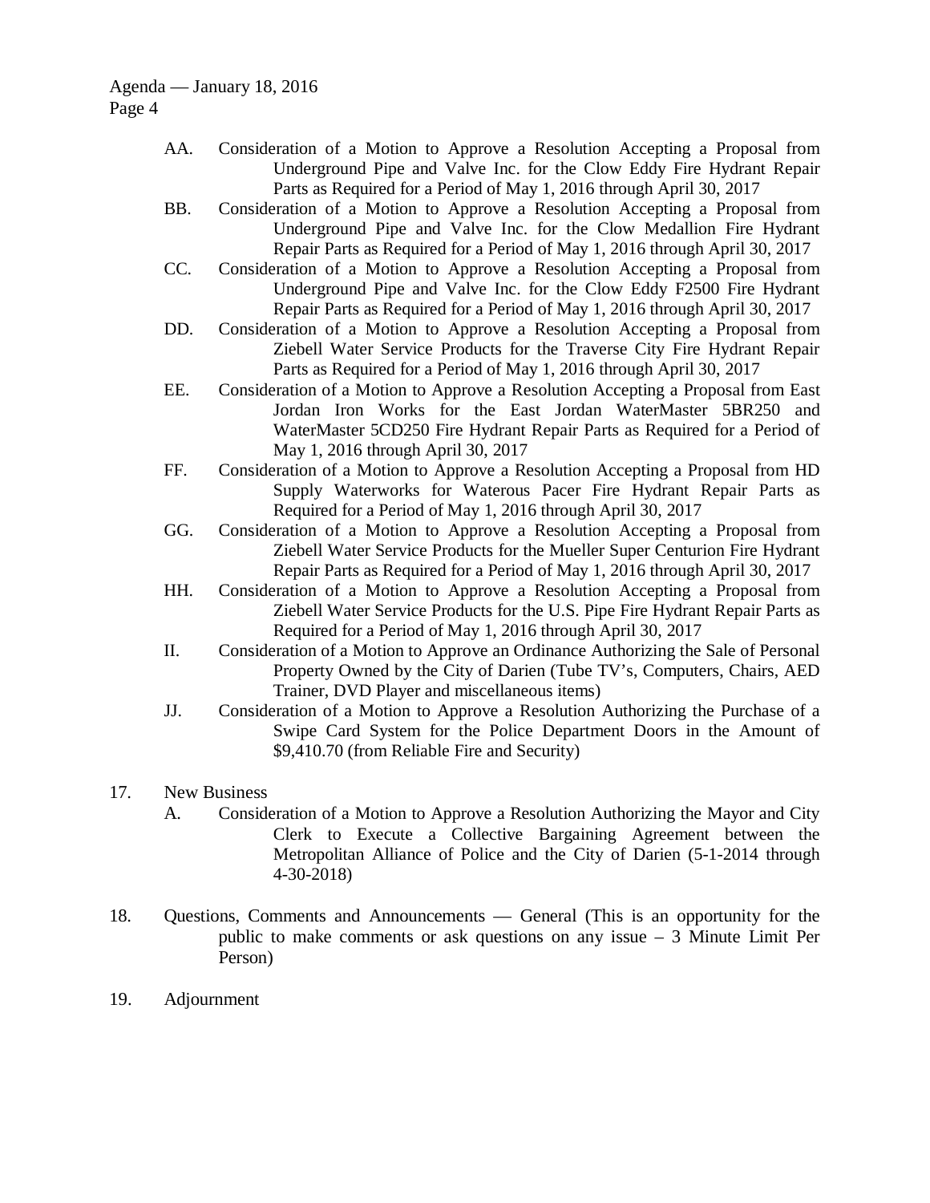AA. Consideration of a Motion to Approve a Resolution Accepting a Proposal from Underground Pipe and Valve Inc. for the Clow Eddy Fire Hydrant Repair Parts as Required for a Period of May 1, 2016 through April 30, 2017

BB. Consideration of a Motion to Approve a Resolution Accepting a Proposal from Underground Pipe and Valve Inc. for the Clow Medallion Fire Hydrant Repair Parts as Required for a Period of May 1, 2016 through April 30, 2017

CC. Consideration of a Motion to Approve a Resolution Accepting a Proposal from Underground Pipe and Valve Inc. for the Clow Eddy F2500 Fire Hydrant Repair Parts as Required for a Period of May 1, 2016 through April 30, 2017

DD. Consideration of a Motion to Approve a Resolution Accepting a Proposal from Ziebell Water Service Products for the Traverse City Fire Hydrant Repair Parts as Required for a Period of May 1, 2016 through April 30, 2017

EE. Consideration of a Motion to Approve a Resolution Accepting a Proposal from East Jordan Iron Works for the East Jordan WaterMaster 5BR250 and WaterMaster 5CD250 Fire Hydrant Repair Parts as Required for a Period of May 1, 2016 through April 30, 2017

FF. Consideration of a Motion to Approve a Resolution Accepting a Proposal from HD Supply Waterworks for Waterous Pacer Fire Hydrant Repair Parts as Required for a Period of May 1, 2016 through April 30, 2017

GG. Consideration of a Motion to Approve a Resolution Accepting a Proposal from Ziebell Water Service Products for the Mueller Super Centurion Fire Hydrant Repair Parts as Required for a Period of May 1, 2016 through April 30, 2017

HH. Consideration of a Motion to Approve a Resolution Accepting a Proposal from Ziebell Water Service Products for the U.S. Pipe Fire Hydrant Repair Parts as Required for a Period of May 1, 2016 through April 30, 2017

II. Consideration of a Motion to Approve an Ordinance Authorizing the Sale of Personal Property Owned by the City of Darien (Tube TV's, Computers, Chairs, AED Trainer, DVD Player and miscellaneous items)

JJ. Consideration of a Motion to Approve a Resolution Authorizing the Purchase of a Swipe Card System for the Police Department Doors in the Amount of $9,410.70 (from Reliable Fire and Security)

17. New Business

A. Consideration of a Motion to Approve a Resolution Authorizing the Mayor and City Clerk to Execute a Collective Bargaining Agreement between the Metropolitan Alliance of Police and the City of Darien (5-1-2014 through 4-30-2018)

18. Questions, Comments and Announcements — General (This is an opportunity for the public to make comments or ask questions on any issue – 3 Minute Limit Per Person)

19. Adjournment